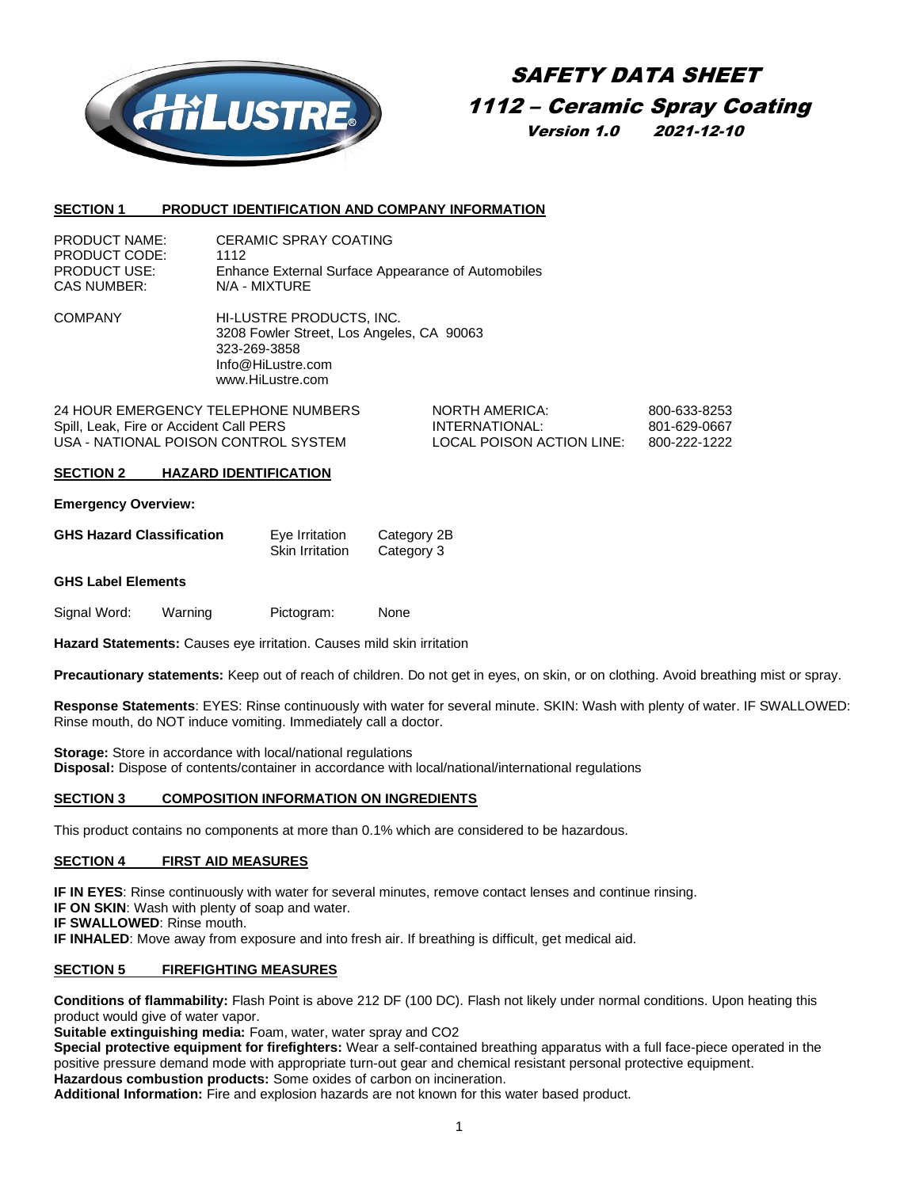# SAFETY DATA SHEET

## 1112 – Ceramic Spray Coating

*Version 1.0 2021-12-10*

### SECTION 1 PRODUCT IDENTIFICATION AND COMPANY INFORMATION

PRODUCT NAME: CERAMIC SPRAY COATING
PRODUCT CODE: 1112
PRODUCT USE: Enhance External Surface Appearance of Automobiles
CAS NUMBER: N/A - MIXTURE

COMPANY: HI-LUSTRE PRODUCTS, INC.
3208 Fowler Street, Los Angeles, CA 90063
323-269-3858
Info@HiLustre.com
www.HiLustre.com

| | | |
|---|---|---|
| 24 HOUR EMERGENCY TELEPHONE NUMBERS | NORTH AMERICA: | 800-633-8253 |
| Spill, Leak, Fire or Accident Call PERS | INTERNATIONAL: | 801-629-0667 |
| USA - NATIONAL POISON CONTROL SYSTEM | LOCAL POISON ACTION LINE: | 800-222-1222 |

### SECTION 2 HAZARD IDENTIFICATION

**Emergency Overview:**

| GHS Hazard Classification | | |
|---|---|---|
| | Eye Irritation | Category 2B |
| | Skin Irritation | Category 3 |

**GHS Label Elements**

Signal Word: Warning Pictogram: None

**Hazard Statements:** Causes eye irritation. Causes mild skin irritation

**Precautionary statements:** Keep out of reach of children. Do not get in eyes, on skin, or on clothing. Avoid breathing mist or spray.

**Response Statements**: EYES: Rinse continuously with water for several minute. SKIN: Wash with plenty of water. IF SWALLOWED: Rinse mouth, do NOT induce vomiting. Immediately call a doctor.

**Storage:** Store in accordance with local/national regulations
**Disposal:** Dispose of contents/container in accordance with local/national/international regulations

### SECTION 3 COMPOSITION INFORMATION ON INGREDIENTS

This product contains no components at more than 0.1% which are considered to be hazardous.

### SECTION 4 FIRST AID MEASURES

**IF IN EYES**: Rinse continuously with water for several minutes, remove contact lenses and continue rinsing.
**IF ON SKIN**: Wash with plenty of soap and water.
**IF SWALLOWED**: Rinse mouth.
**IF INHALED**: Move away from exposure and into fresh air. If breathing is difficult, get medical aid.

### SECTION 5 FIREFIGHTING MEASURES

**Conditions of flammability:** Flash Point is above 212 DF (100 DC). Flash not likely under normal conditions. Upon heating this product would give of water vapor.
**Suitable extinguishing media:** Foam, water, water spray and CO2
**Special protective equipment for firefighters:** Wear a self-contained breathing apparatus with a full face-piece operated in the positive pressure demand mode with appropriate turn-out gear and chemical resistant personal protective equipment.
**Hazardous combustion products:** Some oxides of carbon on incineration.
**Additional Information:** Fire and explosion hazards are not known for this water based product.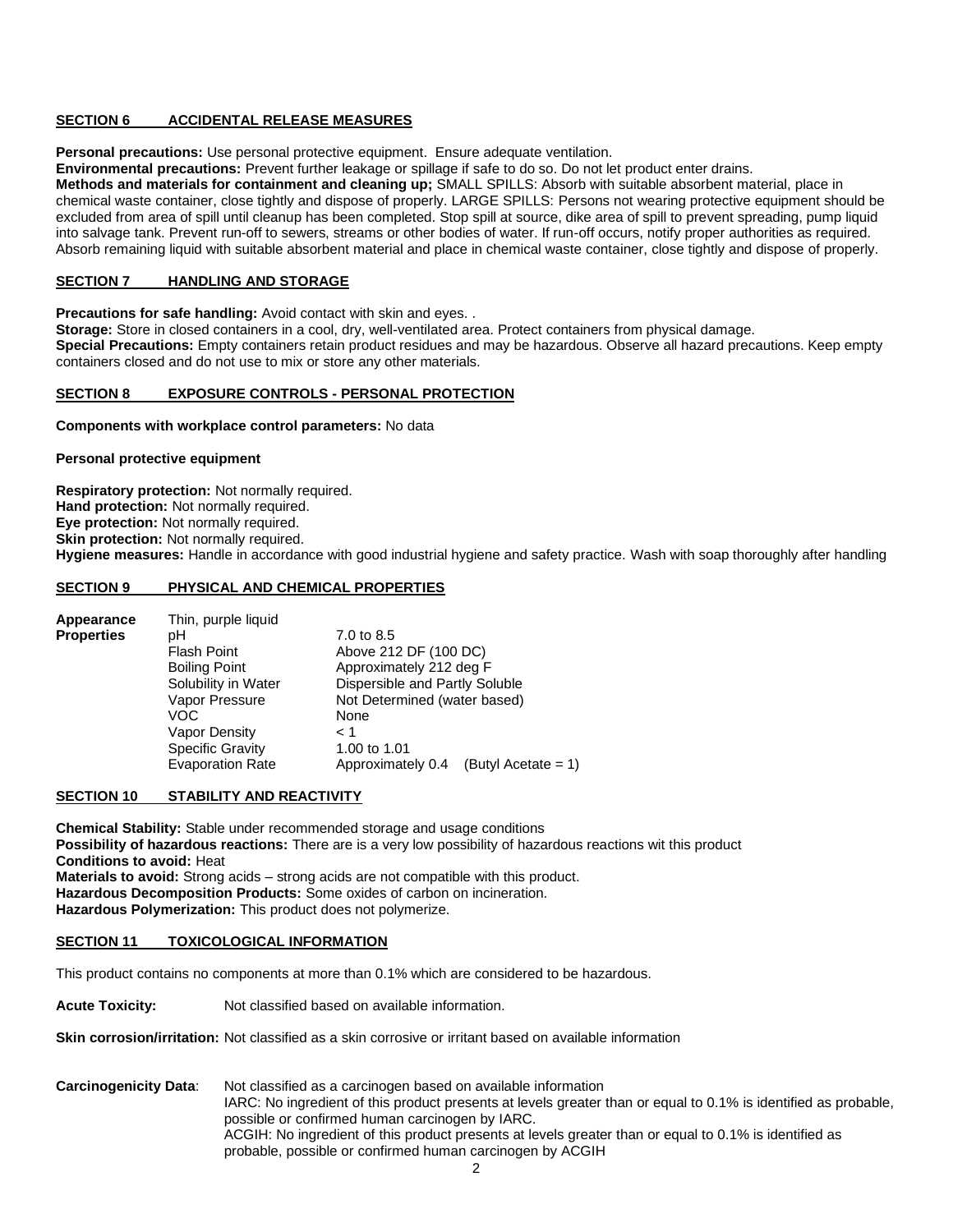## SECTION 6 ACCIDENTAL RELEASE MEASURES

**Personal precautions:** Use personal protective equipment. Ensure adequate ventilation.
**Environmental precautions:** Prevent further leakage or spillage if safe to do so. Do not let product enter drains.
**Methods and materials for containment and cleaning up;** SMALL SPILLS: Absorb with suitable absorbent material, place in chemical waste container, close tightly and dispose of properly. LARGE SPILLS: Persons not wearing protective equipment should be excluded from area of spill until cleanup has been completed. Stop spill at source, dike area of spill to prevent spreading, pump liquid into salvage tank. Prevent run-off to sewers, streams or other bodies of water. If run-off occurs, notify proper authorities as required. Absorb remaining liquid with suitable absorbent material and place in chemical waste container, close tightly and dispose of properly.

## SECTION 7 HANDLING AND STORAGE

**Precautions for safe handling:** Avoid contact with skin and eyes. .
**Storage:** Store in closed containers in a cool, dry, well-ventilated area. Protect containers from physical damage.
**Special Precautions:** Empty containers retain product residues and may be hazardous. Observe all hazard precautions. Keep empty containers closed and do not use to mix or store any other materials.

## SECTION 8 EXPOSURE CONTROLS - PERSONAL PROTECTION

**Components with workplace control parameters:** No data

**Personal protective equipment**

**Respiratory protection:** Not normally required.
**Hand protection:** Not normally required.
**Eye protection:** Not normally required.
**Skin protection:** Not normally required.
**Hygiene measures:** Handle in accordance with good industrial hygiene and safety practice. Wash with soap thoroughly after handling

## SECTION 9 PHYSICAL AND CHEMICAL PROPERTIES

| | | |
|---|---|---|
| **Appearance** | Thin, purple liquid | |
| **Properties** | pH | 7.0 to 8.5 |
| | Flash Point | Above 212 DF (100 DC) |
| | Boiling Point | Approximately 212 deg F |
| | Solubility in Water | Dispersible and Partly Soluble |
| | Vapor Pressure | Not Determined (water based) |
| | VOC | None |
| | Vapor Density | < 1 |
| | Specific Gravity | 1.00 to 1.01 |
| | Evaporation Rate | Approximately 0.4 (Butyl Acetate = 1) |

## SECTION 10 STABILITY AND REACTIVITY

**Chemical Stability:** Stable under recommended storage and usage conditions
**Possibility of hazardous reactions:** There are is a very low possibility of hazardous reactions wit this product
**Conditions to avoid:** Heat
**Materials to avoid:** Strong acids – strong acids are not compatible with this product.
**Hazardous Decomposition Products:** Some oxides of carbon on incineration.
**Hazardous Polymerization:** This product does not polymerize.

## SECTION 11 TOXICOLOGICAL INFORMATION

This product contains no components at more than 0.1% which are considered to be hazardous.

**Acute Toxicity:** Not classified based on available information.

**Skin corrosion/irritation:** Not classified as a skin corrosive or irritant based on available information

**Carcinogenicity Data**: Not classified as a carcinogen based on available information
IARC: No ingredient of this product presents at levels greater than or equal to 0.1% is identified as probable, possible or confirmed human carcinogen by IARC.
ACGIH: No ingredient of this product presents at levels greater than or equal to 0.1% is identified as probable, possible or confirmed human carcinogen by ACGIH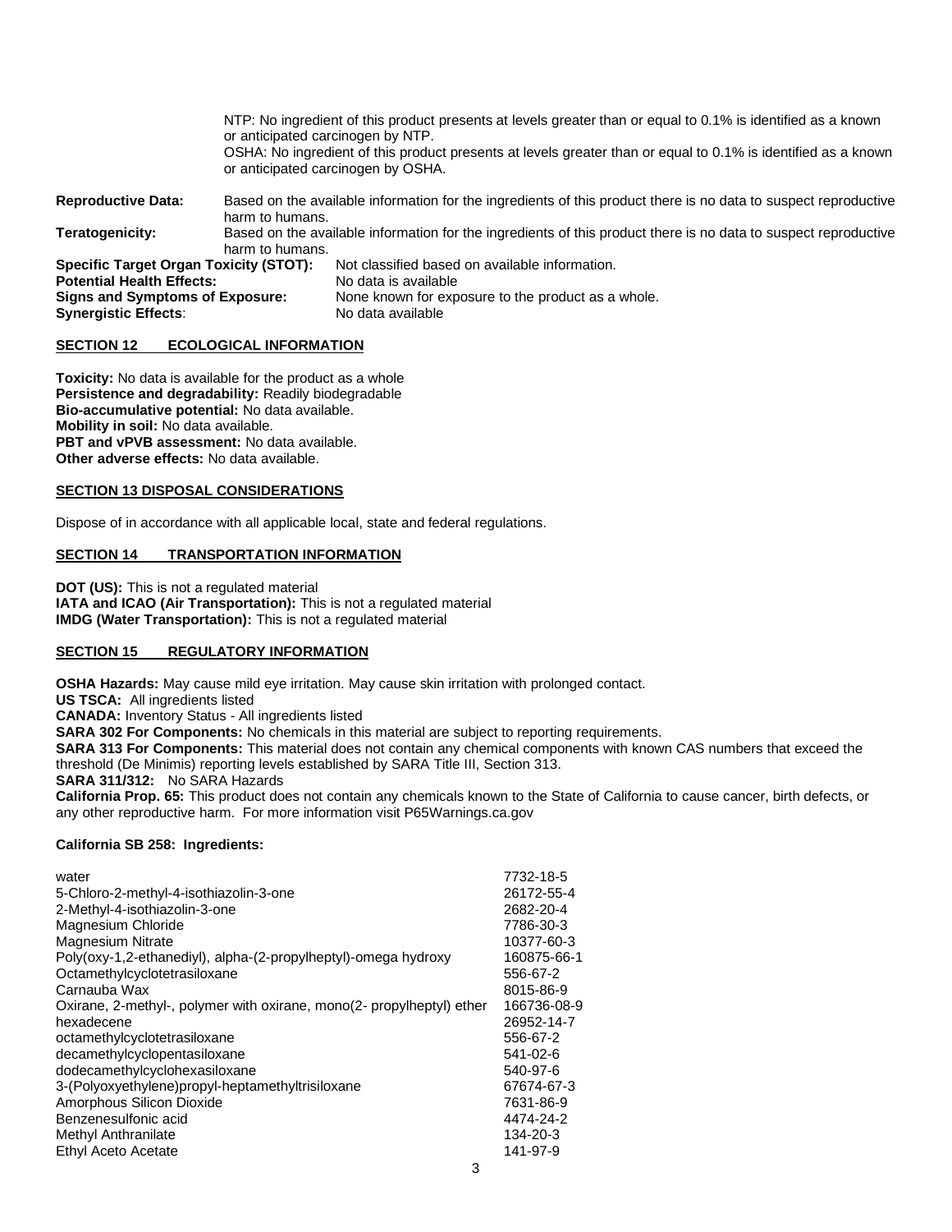NTP: No ingredient of this product presents at levels greater than or equal to 0.1% is identified as a known or anticipated carcinogen by NTP.
OSHA: No ingredient of this product presents at levels greater than or equal to 0.1% is identified as a known or anticipated carcinogen by OSHA.

**Reproductive Data:** Based on the available information for the ingredients of this product there is no data to suspect reproductive harm to humans.

**Teratogenicity:** Based on the available information for the ingredients of this product there is no data to suspect reproductive harm to humans.

**Specific Target Organ Toxicity (STOT):** Not classified based on available information.

**Potential Health Effects:** No data is available

**Signs and Symptoms of Exposure:** None known for exposure to the product as a whole.

**Synergistic Effects**: No data available

## SECTION 12 ECOLOGICAL INFORMATION

**Toxicity:** No data is available for the product as a whole
**Persistence and degradability:** Readily biodegradable
**Bio-accumulative potential:** No data available.
**Mobility in soil:** No data available.
**PBT and vPVB assessment:** No data available.
**Other adverse effects:** No data available.

## SECTION 13 DISPOSAL CONSIDERATIONS

Dispose of in accordance with all applicable local, state and federal regulations.

## SECTION 14 TRANSPORTATION INFORMATION

**DOT (US):** This is not a regulated material
**IATA and ICAO (Air Transportation):** This is not a regulated material
**IMDG (Water Transportation):** This is not a regulated material

## SECTION 15 REGULATORY INFORMATION

**OSHA Hazards:** May cause mild eye irritation. May cause skin irritation with prolonged contact.
**US TSCA:** All ingredients listed
**CANADA:** Inventory Status - All ingredients listed
**SARA 302 For Components:** No chemicals in this material are subject to reporting requirements.
**SARA 313 For Components:** This material does not contain any chemical components with known CAS numbers that exceed the threshold (De Minimis) reporting levels established by SARA Title III, Section 313.
**SARA 311/312:** No SARA Hazards
**California Prop. 65:** This product does not contain any chemicals known to the State of California to cause cancer, birth defects, or any other reproductive harm. For more information visit P65Warnings.ca.gov

**California SB 258: Ingredients:**

| | |
|---|---|
| water | 7732-18-5 |
| 5-Chloro-2-methyl-4-isothiazolin-3-one | 26172-55-4 |
| 2-Methyl-4-isothiazolin-3-one | 2682-20-4 |
| Magnesium Chloride | 7786-30-3 |
| Magnesium Nitrate | 10377-60-3 |
| Poly(oxy-1,2-ethanediyl), alpha-(2-propylheptyl)-omega hydroxy | 160875-66-1 |
| Octamethylcyclotetrasiloxane | 556-67-2 |
| Carnauba Wax | 8015-86-9 |
| Oxirane, 2-methyl-, polymer with oxirane, mono(2- propylheptyl) ether | 166736-08-9 |
| hexadecene | 26952-14-7 |
| octamethylcyclotetrasiloxane | 556-67-2 |
| decamethylcyclopentasiloxane | 541-02-6 |
| dodecamethylcyclohexasiloxane | 540-97-6 |
| 3-(Polyoxyethylene)propyl-heptamethyltrisiloxane | 67674-67-3 |
| Amorphous Silicon Dioxide | 7631-86-9 |
| Benzenesulfonic acid | 4474-24-2 |
| Methyl Anthranilate | 134-20-3 |
| Ethyl Aceto Acetate | 141-97-9 |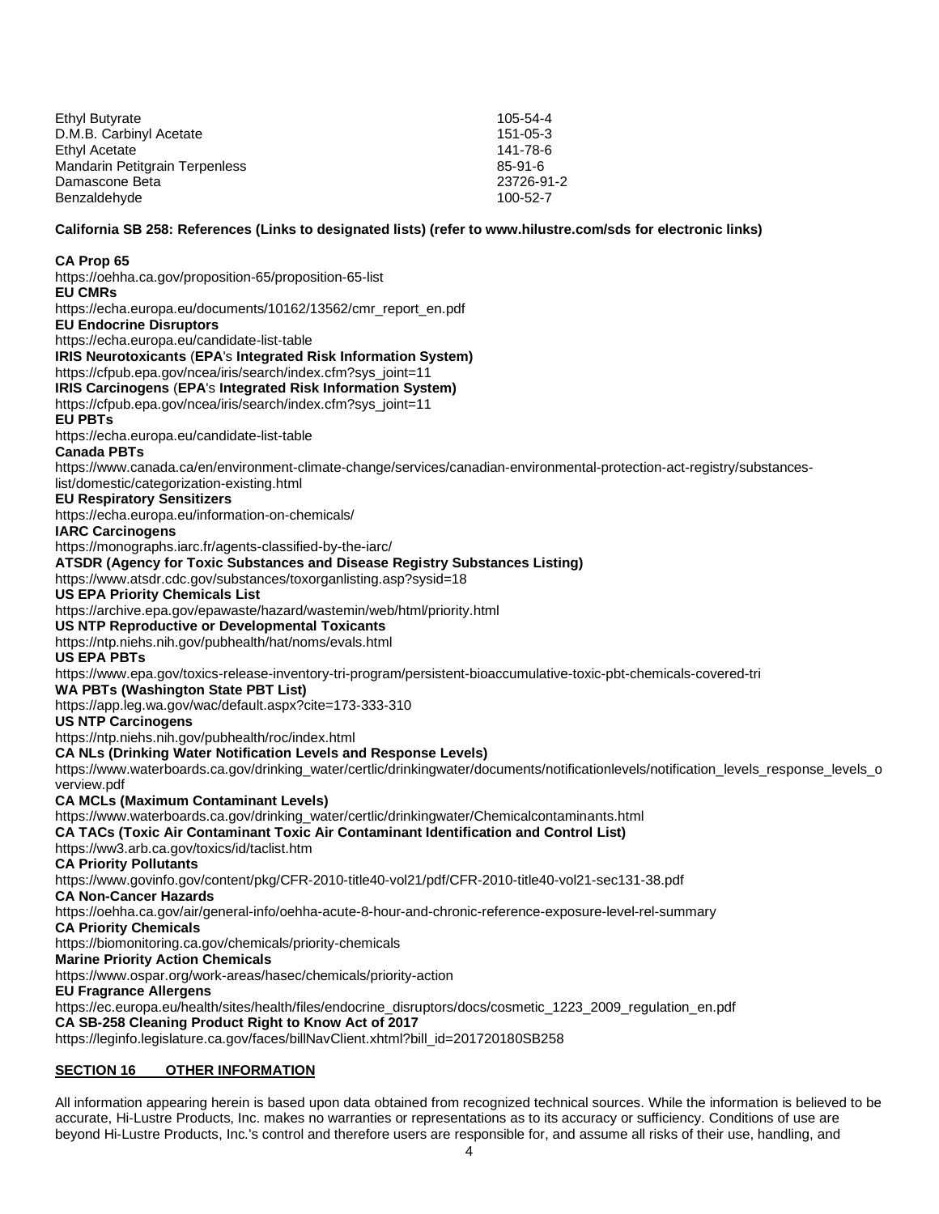| | |
|---|---|
| Ethyl Butyrate | 105-54-4 |
| D.M.B. Carbinyl Acetate | 151-05-3 |
| Ethyl Acetate | 141-78-6 |
| Mandarin Petitgrain Terpenless | 85-91-6 |
| Damascone Beta | 23726-91-2 |
| Benzaldehyde | 100-52-7 |

**California SB 258: References (Links to designated lists) (refer to www.hilustre.com/sds for electronic links)**

**CA Prop 65**
https://oehha.ca.gov/proposition-65/proposition-65-list
**EU CMRs**
https://echa.europa.eu/documents/10162/13562/cmr_report_en.pdf
**EU Endocrine Disruptors**
https://echa.europa.eu/candidate-list-table
**IRIS Neurotoxicants (EPA's Integrated Risk Information System)**
https://cfpub.epa.gov/ncea/iris/search/index.cfm?sys_joint=11
**IRIS Carcinogens (EPA's Integrated Risk Information System)**
https://cfpub.epa.gov/ncea/iris/search/index.cfm?sys_joint=11
**EU PBTs**
https://echa.europa.eu/candidate-list-table
**Canada PBTs**
https://www.canada.ca/en/environment-climate-change/services/canadian-environmental-protection-act-registry/substances-list/domestic/categorization-existing.html
**EU Respiratory Sensitizers**
https://echa.europa.eu/information-on-chemicals/
**IARC Carcinogens**
https://monographs.iarc.fr/agents-classified-by-the-iarc/
**ATSDR (Agency for Toxic Substances and Disease Registry Substances Listing)**
https://www.atsdr.cdc.gov/substances/toxorganlisting.asp?sysid=18
**US EPA Priority Chemicals List**
https://archive.epa.gov/epawaste/hazard/wastemin/web/html/priority.html
**US NTP Reproductive or Developmental Toxicants**
https://ntp.niehs.nih.gov/pubhealth/hat/noms/evals.html
**US EPA PBTs**
https://www.epa.gov/toxics-release-inventory-tri-program/persistent-bioaccumulative-toxic-pbt-chemicals-covered-tri
**WA PBTs (Washington State PBT List)**
https://app.leg.wa.gov/wac/default.aspx?cite=173-333-310
**US NTP Carcinogens**
https://ntp.niehs.nih.gov/pubhealth/roc/index.html
**CA NLs (Drinking Water Notification Levels and Response Levels)**
https://www.waterboards.ca.gov/drinking_water/certlic/drinkingwater/documents/notificationlevels/notification_levels_response_levels_overview.pdf
**CA MCLs (Maximum Contaminant Levels)**
https://www.waterboards.ca.gov/drinking_water/certlic/drinkingwater/Chemicalcontaminants.html
**CA TACs (Toxic Air Contaminant Toxic Air Contaminant Identification and Control List)**
https://ww3.arb.ca.gov/toxics/id/taclist.htm
**CA Priority Pollutants**
https://www.govinfo.gov/content/pkg/CFR-2010-title40-vol21/pdf/CFR-2010-title40-vol21-sec131-38.pdf
**CA Non-Cancer Hazards**
https://oehha.ca.gov/air/general-info/oehha-acute-8-hour-and-chronic-reference-exposure-level-rel-summary
**CA Priority Chemicals**
https://biomonitoring.ca.gov/chemicals/priority-chemicals
**Marine Priority Action Chemicals**
https://www.ospar.org/work-areas/hasec/chemicals/priority-action
**EU Fragrance Allergens**
https://ec.europa.eu/health/sites/health/files/endocrine_disruptors/docs/cosmetic_1223_2009_regulation_en.pdf
**CA SB-258 Cleaning Product Right to Know Act of 2017**
https://leginfo.legislature.ca.gov/faces/billNavClient.xhtml?bill_id=201720180SB258

## SECTION 16 OTHER INFORMATION

All information appearing herein is based upon data obtained from recognized technical sources. While the information is believed to be accurate, Hi-Lustre Products, Inc. makes no warranties or representations as to its accuracy or sufficiency. Conditions of use are beyond Hi-Lustre Products, Inc.'s control and therefore users are responsible for, and assume all risks of their use, handling, and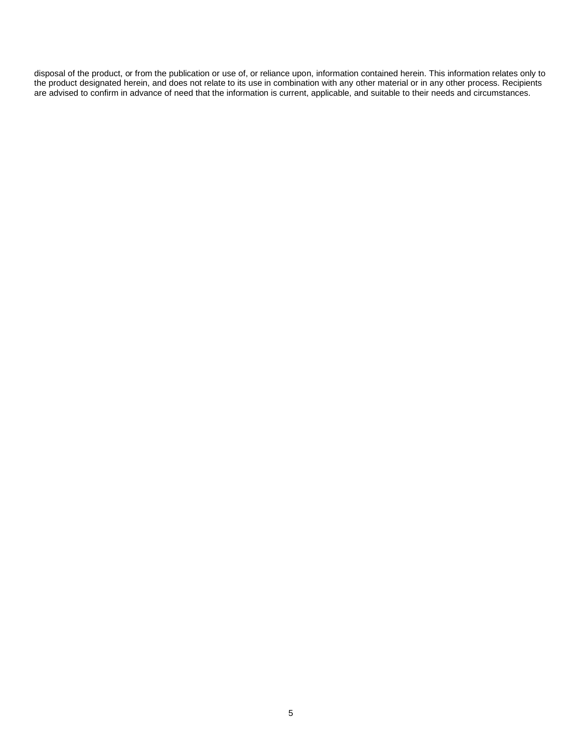disposal of the product, or from the publication or use of, or reliance upon, information contained herein. This information relates only to the product designated herein, and does not relate to its use in combination with any other material or in any other process. Recipients are advised to confirm in advance of need that the information is current, applicable, and suitable to their needs and circumstances.